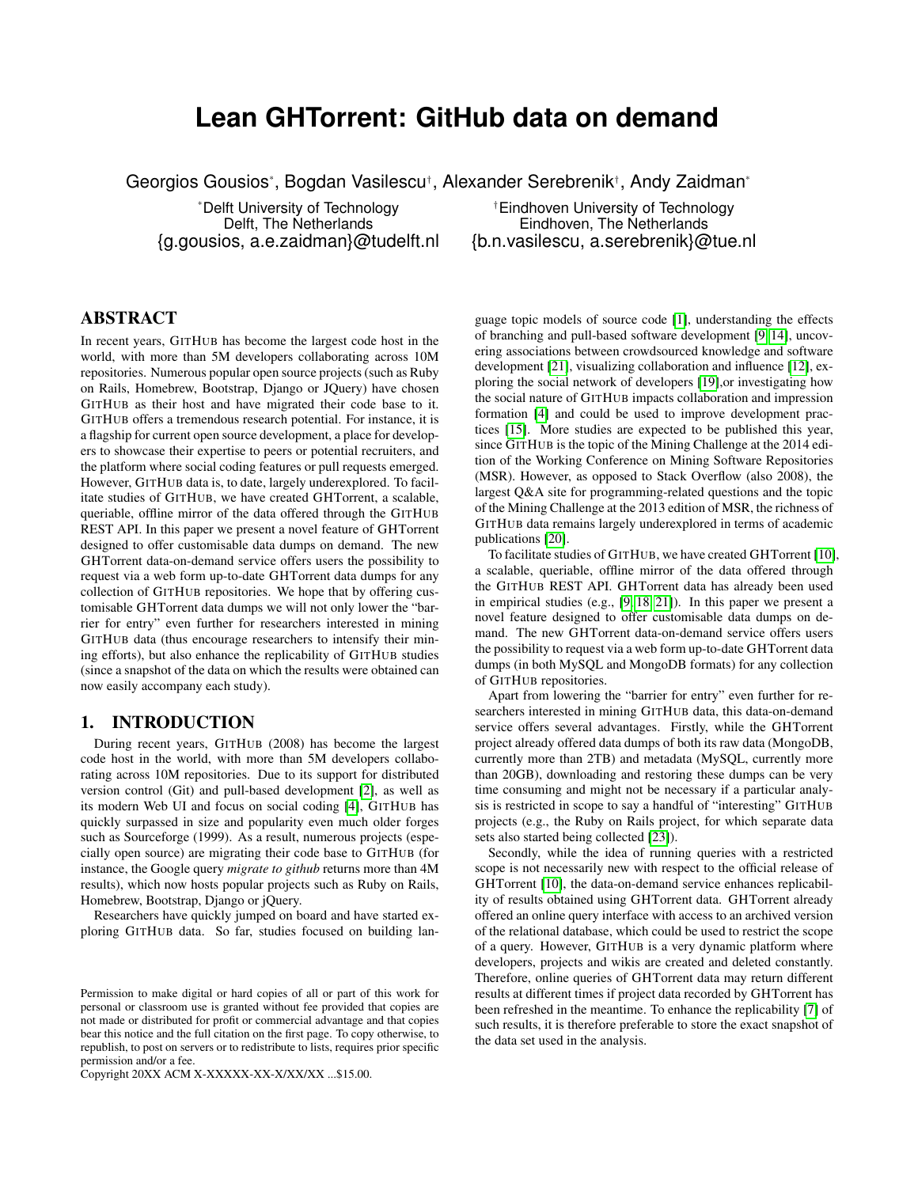# Lean GHTorrent: GitHub data on demand

Georgios Gousios[*], Bogdan Vasilescu[†], Alexander Serebrenik[†], Andy Zaidman[*]

[*]Delft University of Technology
Delft, The Netherlands
{g.gousios, a.e.zaidman}@tudelft.nl

[†]Eindhoven University of Technology
Eindhoven, The Netherlands
{b.n.vasilescu, a.serebrenik}@tue.nl

## ABSTRACT

In recent years, GITHUB has become the largest code host in the world, with more than 5M developers collaborating across 10M repositories. Numerous popular open source projects (such as Ruby on Rails, Homebrew, Bootstrap, Django or JQuery) have chosen GITHUB as their host and have migrated their code base to it. GITHUB offers a tremendous research potential. For instance, it is a flagship for current open source development, a place for developers to showcase their expertise to peers or potential recruiters, and the platform where social coding features or pull requests emerged. However, GITHUB data is, to date, largely underexplored. To facilitate studies of GITHUB, we have created GHTorrent, a scalable, queriable, offline mirror of the data offered through the GITHUB REST API. In this paper we present a novel feature of GHTorrent designed to offer customisable data dumps on demand. The new GHTorrent data-on-demand service offers users the possibility to request via a web form up-to-date GHTorrent data dumps for any collection of GITHUB repositories. We hope that by offering customisable GHTorrent data dumps we will not only lower the "barrier for entry" even further for researchers interested in mining GITHUB data (thus encourage researchers to intensify their mining efforts), but also enhance the replicability of GITHUB studies (since a snapshot of the data on which the results were obtained can now easily accompany each study).

## 1. INTRODUCTION

During recent years, GITHUB (2008) has become the largest code host in the world, with more than 5M developers collaborating across 10M repositories. Due to its support for distributed version control (Git) and pull-based development [2], as well as its modern Web UI and focus on social coding [4], GITHUB has quickly surpassed in size and popularity even much older forges such as Sourceforge (1999). As a result, numerous projects (especially open source) are migrating their code base to GITHUB (for instance, the Google query *migrate to github* returns more than 4M results), which now hosts popular projects such as Ruby on Rails, Homebrew, Bootstrap, Django or jQuery.

Researchers have quickly jumped on board and have started exploring GITHUB data. So far, studies focused on building language topic models of source code [1], understanding the effects of branching and pull-based software development [9, 14], uncovering associations between crowdsourced knowledge and software development [21], visualizing collaboration and influence [12], exploring the social network of developers [19],or investigating how the social nature of GITHUB impacts collaboration and impression formation [4] and could be used to improve development practices [15]. More studies are expected to be published this year, since GITHUB is the topic of the Mining Challenge at the 2014 edition of the Working Conference on Mining Software Repositories (MSR). However, as opposed to Stack Overflow (also 2008), the largest Q&A site for programming-related questions and the topic of the Mining Challenge at the 2013 edition of MSR, the richness of GITHUB data remains largely underexplored in terms of academic publications [20].

To facilitate studies of GITHUB, we have created GHTorrent [10], a scalable, queriable, offline mirror of the data offered through the GITHUB REST API. GHTorrent data has already been used in empirical studies (e.g., [9, 18, 21]). In this paper we present a novel feature designed to offer customisable data dumps on demand. The new GHTorrent data-on-demand service offers users the possibility to request via a web form up-to-date GHTorrent data dumps (in both MySQL and MongoDB formats) for any collection of GITHUB repositories.

Apart from lowering the "barrier for entry" even further for researchers interested in mining GITHUB data, this data-on-demand service offers several advantages. Firstly, while the GHTorrent project already offered data dumps of both its raw data (MongoDB, currently more than 2TB) and metadata (MySQL, currently more than 20GB), downloading and restoring these dumps can be very time consuming and might not be necessary if a particular analysis is restricted in scope to say a handful of "interesting" GITHUB projects (e.g., the Ruby on Rails project, for which separate data sets also started being collected [23]).

Secondly, while the idea of running queries with a restricted scope is not necessarily new with respect to the official release of GHTorrent [10], the data-on-demand service enhances replicability of results obtained using GHTorrent data. GHTorrent already offered an online query interface with access to an archived version of the relational database, which could be used to restrict the scope of a query. However, GITHUB is a very dynamic platform where developers, projects and wikis are created and deleted constantly. Therefore, online queries of GHTorrent data may return different results at different times if project data recorded by GHTorrent has been refreshed in the meantime. To enhance the replicability [7] of such results, it is therefore preferable to store the exact snapshot of the data set used in the analysis.

Permission to make digital or hard copies of all or part of this work for personal or classroom use is granted without fee provided that copies are not made or distributed for profit or commercial advantage and that copies bear this notice and the full citation on the first page. To copy otherwise, to republish, to post on servers or to redistribute to lists, requires prior specific permission and/or a fee.
Copyright 20XX ACM X-XXXXX-XX-X/XX/XX ...$15.00.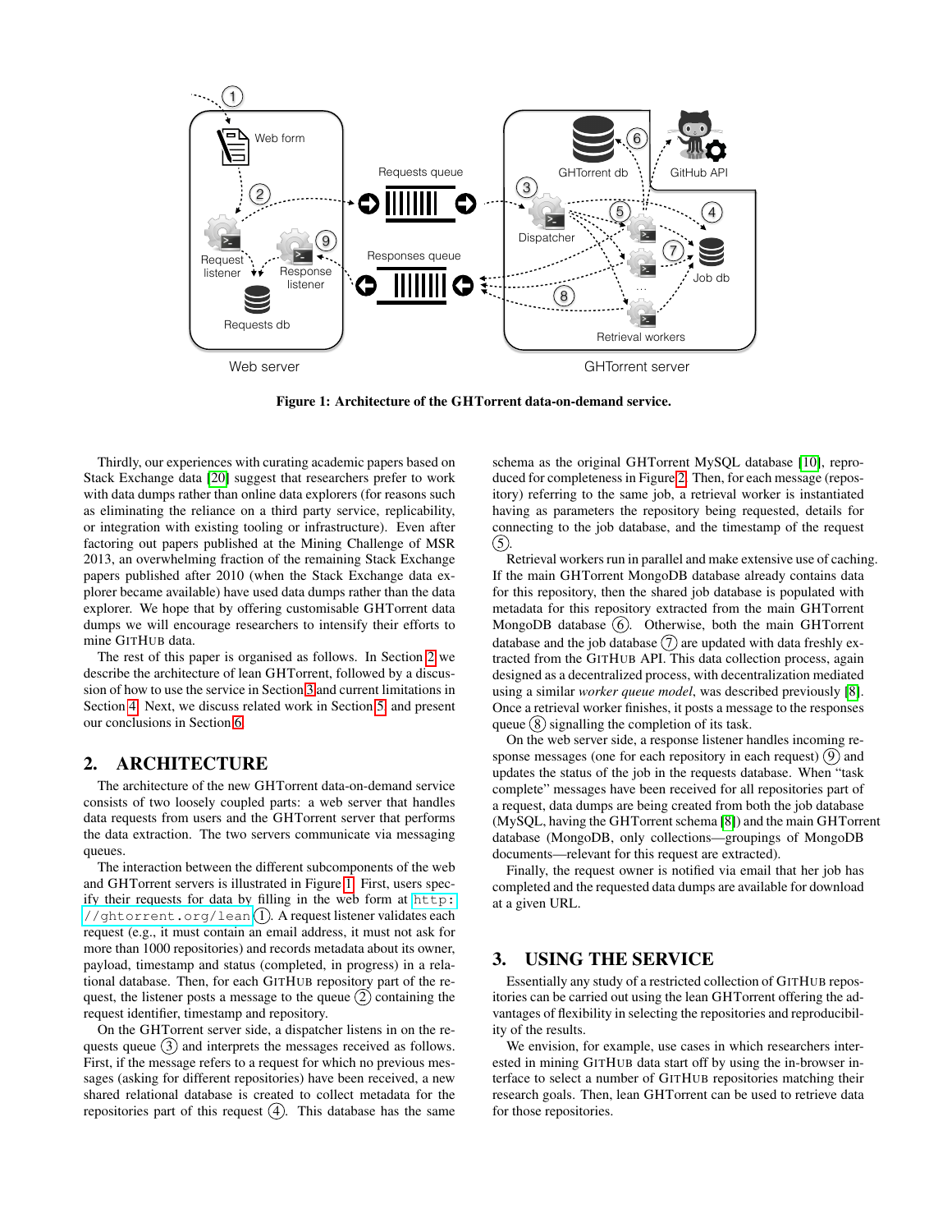Figure 1: Architecture of the GHTorrent data-on-demand service.

Thirdly, our experiences with curating academic papers based on Stack Exchange data [20] suggest that researchers prefer to work with data dumps rather than online data explorers (for reasons such as eliminating the reliance on a third party service, replicability, or integration with existing tooling or infrastructure). Even after factoring out papers published at the Mining Challenge of MSR 2013, an overwhelming fraction of the remaining Stack Exchange papers published after 2010 (when the Stack Exchange data explorer became available) have used data dumps rather than the data explorer. We hope that by offering customisable GHTorrent data dumps we will encourage researchers to intensify their efforts to mine GitHub data.

The rest of this paper is organised as follows. In Section 2 we describe the architecture of lean GHTorrent, followed by a discussion of how to use the service in Section 3 and current limitations in Section 4. Next, we discuss related work in Section 5 and present our conclusions in Section 6.

## 2. ARCHITECTURE

The architecture of the new GHTorrent data-on-demand service consists of two loosely coupled parts: a web server that handles data requests from users and the GHTorrent server that performs the data extraction. The two servers communicate via messaging queues.

The interaction between the different subcomponents of the web and GHTorrent servers is illustrated in Figure 1. First, users specify their requests for data by filling in the web form at `http://ghtorrent.org/lean` (1). A request listener validates each request (e.g., it must contain an email address, it must not ask for more than 1000 repositories) and records metadata about its owner, payload, timestamp and status (completed, in progress) in a relational database. Then, for each GitHub repository part of the request, the listener posts a message to the queue (2) containing the request identifier, timestamp and repository.

On the GHTorrent server side, a dispatcher listens in on the requests queue (3) and interprets the messages received as follows. First, if the message refers to a request for which no previous messages (asking for different repositories) have been received, a new shared relational database is created to collect metadata for the repositories part of this request (4). This database has the same schema as the original GHTorrent MySQL database [10], reproduced for completeness in Figure 2. Then, for each message (repository) referring to the same job, a retrieval worker is instantiated having as parameters the repository being requested, details for connecting to the job database, and the timestamp of the request (5).

Retrieval workers run in parallel and make extensive use of caching. If the main GHTorrent MongoDB database already contains data for this repository, then the shared job database is populated with metadata for this repository extracted from the main GHTorrent MongoDB database (6). Otherwise, both the main GHTorrent database and the job database (7) are updated with data freshly extracted from the GitHub API. This data collection process, again designed as a decentralized process, with decentralization mediated using a similar *worker queue model*, was described previously [8]. Once a retrieval worker finishes, it posts a message to the responses queue (8) signalling the completion of its task.

On the web server side, a response listener handles incoming response messages (one for each repository in each request) (9) and updates the status of the job in the requests database. When "task complete" messages have been received for all repositories part of a request, data dumps are being created from both the job database (MySQL, having the GHTorrent schema [8]) and the main GHTorrent database (MongoDB, only collections—groupings of MongoDB documents—relevant for this request are extracted).

Finally, the request owner is notified via email that her job has completed and the requested data dumps are available for download at a given URL.

## 3. USING THE SERVICE

Essentially any study of a restricted collection of GitHub repositories can be carried out using the lean GHTorrent offering the advantages of flexibility in selecting the repositories and reproducibility of the results.

We envision, for example, use cases in which researchers interested in mining GitHub data start off by using the in-browser interface to select a number of GitHub repositories matching their research goals. Then, lean GHTorrent can be used to retrieve data for those repositories.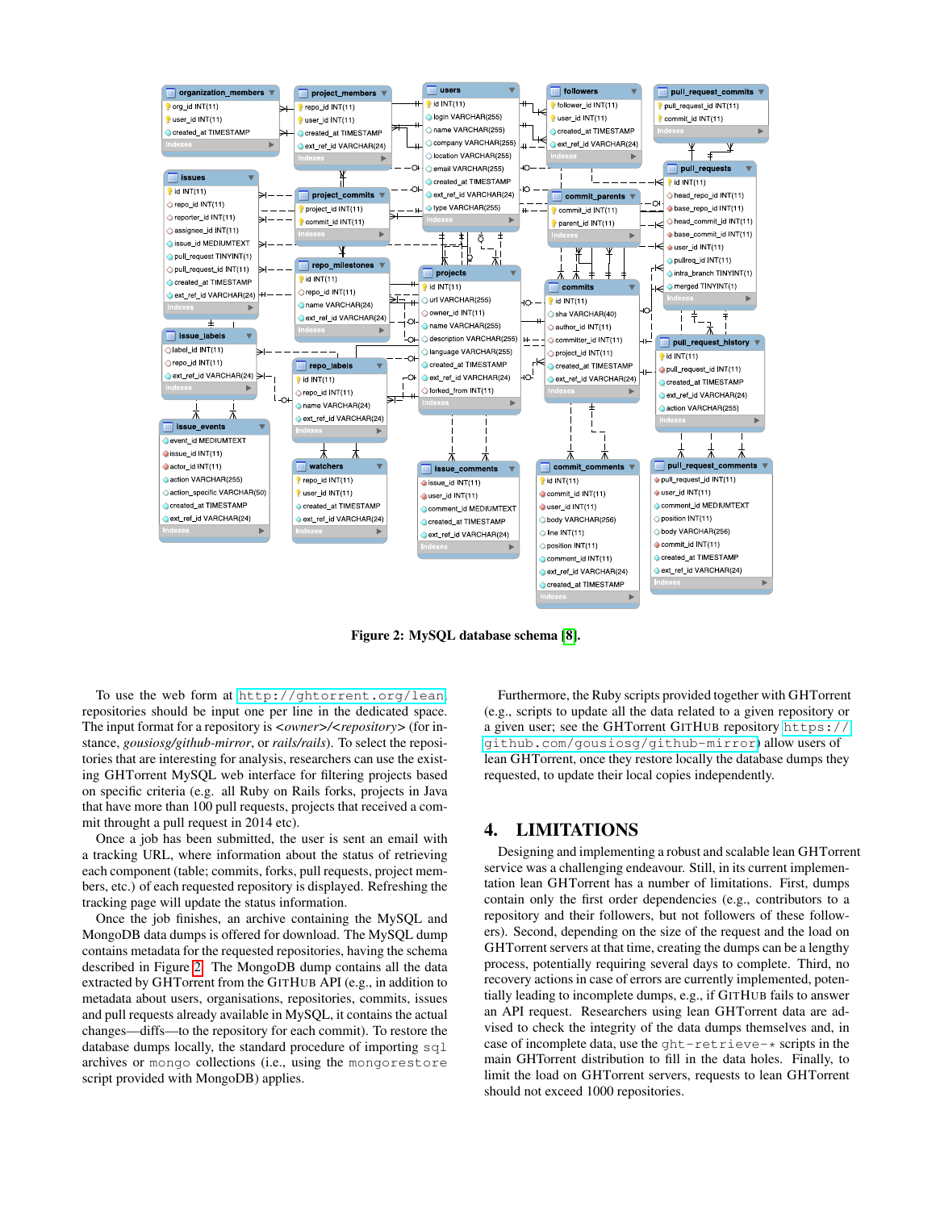Figure 2: MySQL database schema [8].

To use the web form at http://ghtorrent.org/lean repositories should be input one per line in the dedicated space. The input format for a repository is *<owner>/<repository>* (for instance, *gousiosg/github-mirror*, or *rails/rails*). To select the repositories that are interesting for analysis, researchers can use the existing GHTorrent MySQL web interface for filtering projects based on specific criteria (e.g. all Ruby on Rails forks, projects in Java that have more than 100 pull requests, projects that received a commit throught a pull request in 2014 etc).

Once a job has been submitted, the user is sent an email with a tracking URL, where information about the status of retrieving each component (table; commits, forks, pull requests, project members, etc.) of each requested repository is displayed. Refreshing the tracking page will update the status information.

Once the job finishes, an archive containing the MySQL and MongoDB data dumps is offered for download. The MySQL dump contains metadata for the requested repositories, having the schema described in Figure 2. The MongoDB dump contains all the data extracted by GHTorrent from the GitHub API (e.g., in addition to metadata about users, organisations, repositories, commits, issues and pull requests already available in MySQL, it contains the actual changes—diffs—to the repository for each commit). To restore the database dumps locally, the standard procedure of importing `sql` archives or `mongo` collections (i.e., using the `mongorestore` script provided with MongoDB) applies.

Furthermore, the Ruby scripts provided together with GHTorrent (e.g., scripts to update all the data related to a given repository or a given user; see the GHTorrent GitHub repository https://github.com/gousiosg/github-mirror) allow users of lean GHTorrent, once they restore locally the database dumps they requested, to update their local copies independently.

# 4. LIMITATIONS

Designing and implementing a robust and scalable lean GHTorrent service was a challenging endeavour. Still, in its current implementation lean GHTorrent has a number of limitations. First, dumps contain only the first order dependencies (e.g., contributors to a repository and their followers, but not followers of these followers). Second, depending on the size of the request and the load on GHTorrent servers at that time, creating the dumps can be a lengthy process, potentially requiring several days to complete. Third, no recovery actions in case of errors are currently implemented, potentially leading to incomplete dumps, e.g., if GitHub fails to answer an API request. Researchers using lean GHTorrent data are advised to check the integrity of the data dumps themselves and, in case of incomplete data, use the `ght-retrieve-*` scripts in the main GHTorrent distribution to fill in the data holes. Finally, to limit the load on GHTorrent servers, requests to lean GHTorrent should not exceed 1000 repositories.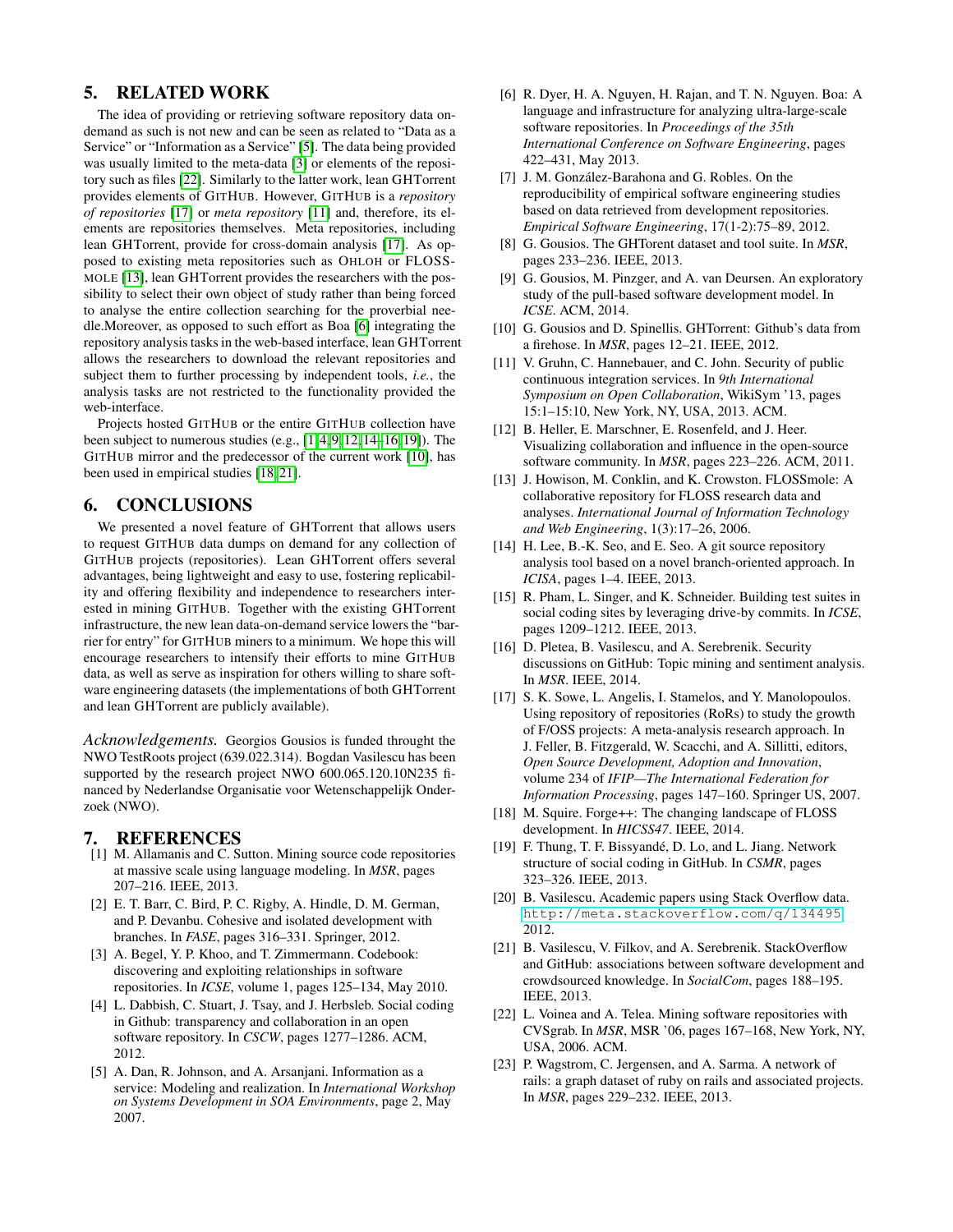## 5. RELATED WORK

The idea of providing or retrieving software repository data on-demand as such is not new and can be seen as related to "Data as a Service" or "Information as a Service" [5]. The data being provided was usually limited to the meta-data [3] or elements of the repository such as files [22]. Similarly to the latter work, lean GHTorrent provides elements of GITHUB. However, GITHUB is a *repository of repositories* [17] or *meta repository* [11] and, therefore, its elements are repositories themselves. Meta repositories, including lean GHTorrent, provide for cross-domain analysis [17]. As opposed to existing meta repositories such as OHLOH or FLOSSMOLE [13], lean GHTorrent provides the researchers with the possibility to select their own object of study rather than being forced to analyse the entire collection searching for the proverbial needle.Moreover, as opposed to such effort as Boa [6] integrating the repository analysis tasks in the web-based interface, lean GHTorrent allows the researchers to download the relevant repositories and subject them to further processing by independent tools, *i.e.*, the analysis tasks are not restricted to the functionality provided the web-interface.

Projects hosted GITHUB or the entire GITHUB collection have been subject to numerous studies (e.g., [1,4,9,12,14–16,19]). The GITHUB mirror and the predecessor of the current work [10], has been used in empirical studies [18,21].

## 6. CONCLUSIONS

We presented a novel feature of GHTorrent that allows users to request GITHUB data dumps on demand for any collection of GITHUB projects (repositories). Lean GHTorrent offers several advantages, being lightweight and easy to use, fostering replicability and offering flexibility and independence to researchers interested in mining GITHUB. Together with the existing GHTorrent infrastructure, the new lean data-on-demand service lowers the "barrier for entry" for GITHUB miners to a minimum. We hope this will encourage researchers to intensify their efforts to mine GITHUB data, as well as serve as inspiration for others willing to share software engineering datasets (the implementations of both GHTorrent and lean GHTorrent are publicly available).

*Acknowledgements.* Georgios Gousios is funded throught the NWO TestRoots project (639.022.314). Bogdan Vasilescu has been supported by the research project NWO 600.065.120.10N235 financed by Nederlandse Organisatie voor Wetenschappelijk Onderzoek (NWO).

## 7. REFERENCES

[1] M. Allamanis and C. Sutton. Mining source code repositories at massive scale using language modeling. In *MSR*, pages 207–216. IEEE, 2013.

[2] E. T. Barr, C. Bird, P. C. Rigby, A. Hindle, D. M. German, and P. Devanbu. Cohesive and isolated development with branches. In *FASE*, pages 316–331. Springer, 2012.

[3] A. Begel, Y. P. Khoo, and T. Zimmermann. Codebook: discovering and exploiting relationships in software repositories. In *ICSE*, volume 1, pages 125–134, May 2010.

[4] L. Dabbish, C. Stuart, J. Tsay, and J. Herbsleb. Social coding in Github: transparency and collaboration in an open software repository. In *CSCW*, pages 1277–1286. ACM, 2012.

[5] A. Dan, R. Johnson, and A. Arsanjani. Information as a service: Modeling and realization. In *International Workshop on Systems Development in SOA Environments*, page 2, May 2007.

[6] R. Dyer, H. A. Nguyen, H. Rajan, and T. N. Nguyen. Boa: A language and infrastructure for analyzing ultra-large-scale software repositories. In *Proceedings of the 35th International Conference on Software Engineering*, pages 422–431, May 2013.

[7] J. M. González-Barahona and G. Robles. On the reproducibility of empirical software engineering studies based on data retrieved from development repositories. *Empirical Software Engineering*, 17(1-2):75–89, 2012.

[8] G. Gousios. The GHTorent dataset and tool suite. In *MSR*, pages 233–236. IEEE, 2013.

[9] G. Gousios, M. Pinzger, and A. van Deursen. An exploratory study of the pull-based software development model. In *ICSE*. ACM, 2014.

[10] G. Gousios and D. Spinellis. GHTorrent: Github's data from a firehose. In *MSR*, pages 12–21. IEEE, 2012.

[11] V. Gruhn, C. Hannebauer, and C. John. Security of public continuous integration services. In *9th International Symposium on Open Collaboration*, WikiSym '13, pages 15:1–15:10, New York, NY, USA, 2013. ACM.

[12] B. Heller, E. Marschner, E. Rosenfeld, and J. Heer. Visualizing collaboration and influence in the open-source software community. In *MSR*, pages 223–226. ACM, 2011.

[13] J. Howison, M. Conklin, and K. Crowston. FLOSSmole: A collaborative repository for FLOSS research data and analyses. *International Journal of Information Technology and Web Engineering*, 1(3):17–26, 2006.

[14] H. Lee, B.-K. Seo, and E. Seo. A git source repository analysis tool based on a novel branch-oriented approach. In *ICISA*, pages 1–4. IEEE, 2013.

[15] R. Pham, L. Singer, and K. Schneider. Building test suites in social coding sites by leveraging drive-by commits. In *ICSE*, pages 1209–1212. IEEE, 2013.

[16] D. Pletea, B. Vasilescu, and A. Serebrenik. Security discussions on GitHub: Topic mining and sentiment analysis. In *MSR*. IEEE, 2014.

[17] S. K. Sowe, L. Angelis, I. Stamelos, and Y. Manolopoulos. Using repository of repositories (RoRs) to study the growth of F/OSS projects: A meta-analysis research approach. In J. Feller, B. Fitzgerald, W. Scacchi, and A. Sillitti, editors, *Open Source Development, Adoption and Innovation*, volume 234 of *IFIP—The International Federation for Information Processing*, pages 147–160. Springer US, 2007.

[18] M. Squire. Forge++: The changing landscape of FLOSS development. In *HICSS47*. IEEE, 2014.

[19] F. Thung, T. F. Bissyandé, D. Lo, and L. Jiang. Network structure of social coding in GitHub. In *CSMR*, pages 323–326. IEEE, 2013.

[20] B. Vasilescu. Academic papers using Stack Overflow data. http://meta.stackoverflow.com/q/134495, 2012.

[21] B. Vasilescu, V. Filkov, and A. Serebrenik. StackOverflow and GitHub: associations between software development and crowdsourced knowledge. In *SocialCom*, pages 188–195. IEEE, 2013.

[22] L. Voinea and A. Telea. Mining software repositories with CVSgrab. In *MSR*, MSR '06, pages 167–168, New York, NY, USA, 2006. ACM.

[23] P. Wagstrom, C. Jergensen, and A. Sarma. A network of rails: a graph dataset of ruby on rails and associated projects. In *MSR*, pages 229–232. IEEE, 2013.